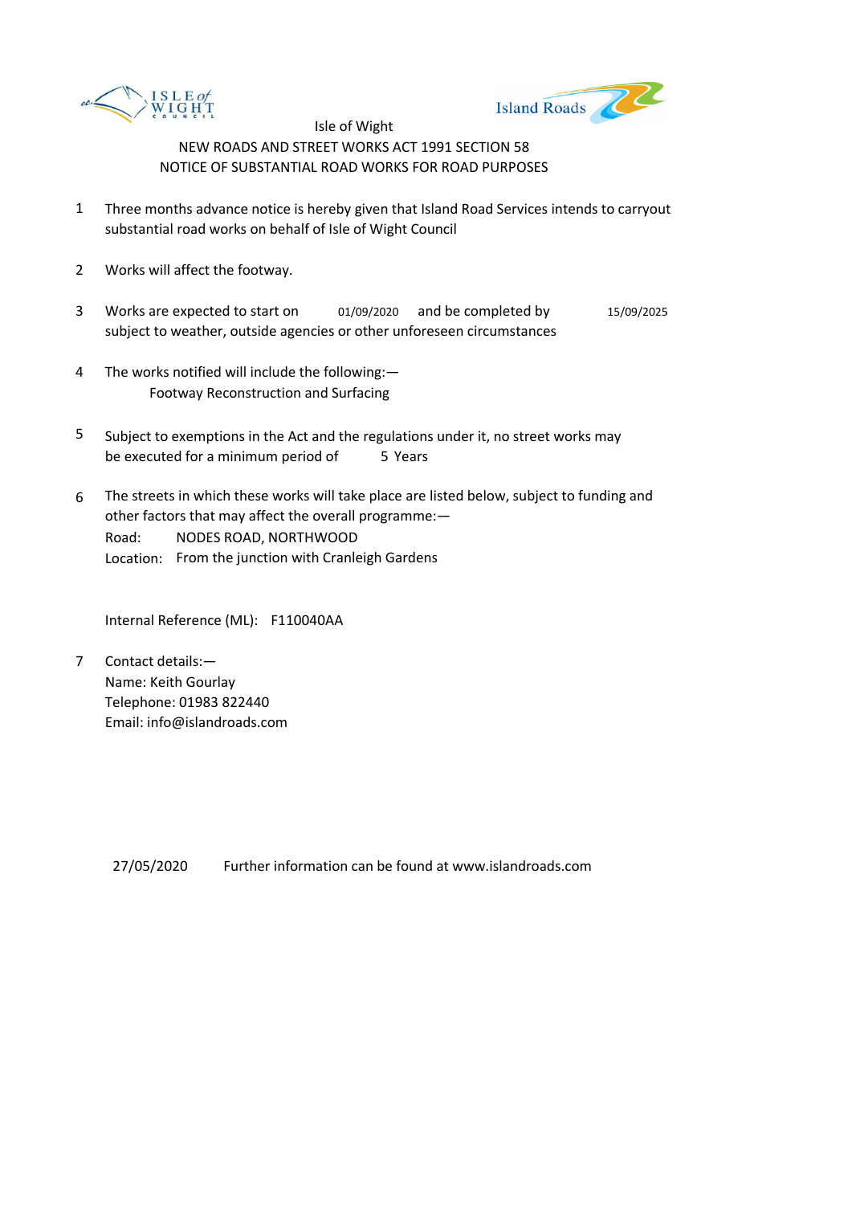Isle of Wight

NEW ROADS AND STREET WORKS ACT 1991 SECTION 58

NOTICE OF SUBSTANTIAL ROAD WORKS FOR ROAD PURPOSES

1. Three months advance notice is hereby given that Island Road Services intends to carryout substantial road works on behalf of Isle of Wight Council

2. Works will affect the footway.

3. Works are expected to start on 01/09/2020 and be completed by 15/09/2025 subject to weather, outside agencies or other unforeseen circumstances

4. The works notified will include the following:—
   Footway Reconstruction and Surfacing

5. Subject to exemptions in the Act and the regulations under it, no street works may be executed for a minimum period of 5 Years

6. The streets in which these works will take place are listed below, subject to funding and other factors that may affect the overall programme:—
   Road: NODES ROAD, NORTHWOOD
   Location: From the junction with Cranleigh Gardens

   Internal Reference (ML): F110040AA

7. Contact details:—
   Name: Keith Gourlay
   Telephone: 01983 822440
   Email: info@islandroads.com

27/05/2020 Further information can be found at www.islandroads.com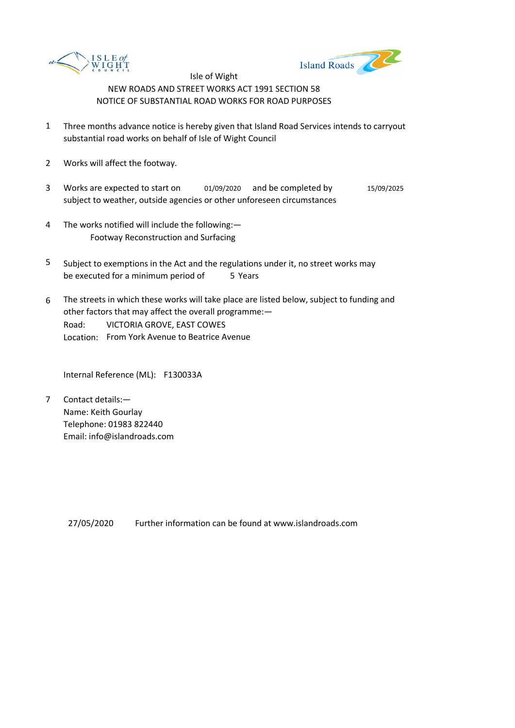Isle of Wight

NEW ROADS AND STREET WORKS ACT 1991 SECTION 58

NOTICE OF SUBSTANTIAL ROAD WORKS FOR ROAD PURPOSES

1. Three months advance notice is hereby given that Island Road Services intends to carryout substantial road works on behalf of Isle of Wight Council

2. Works will affect the footway.

3. Works are expected to start on 01/09/2020 and be completed by 15/09/2025 subject to weather, outside agencies or other unforeseen circumstances

4. The works notified will include the following:—
   Footway Reconstruction and Surfacing

5. Subject to exemptions in the Act and the regulations under it, no street works may be executed for a minimum period of 5 Years

6. The streets in which these works will take place are listed below, subject to funding and other factors that may affect the overall programme:—
   Road: VICTORIA GROVE, EAST COWES
   Location: From York Avenue to Beatrice Avenue

   Internal Reference (ML): F130033A

7. Contact details:—
   Name: Keith Gourlay
   Telephone: 01983 822440
   Email: info@islandroads.com

27/05/2020 Further information can be found at www.islandroads.com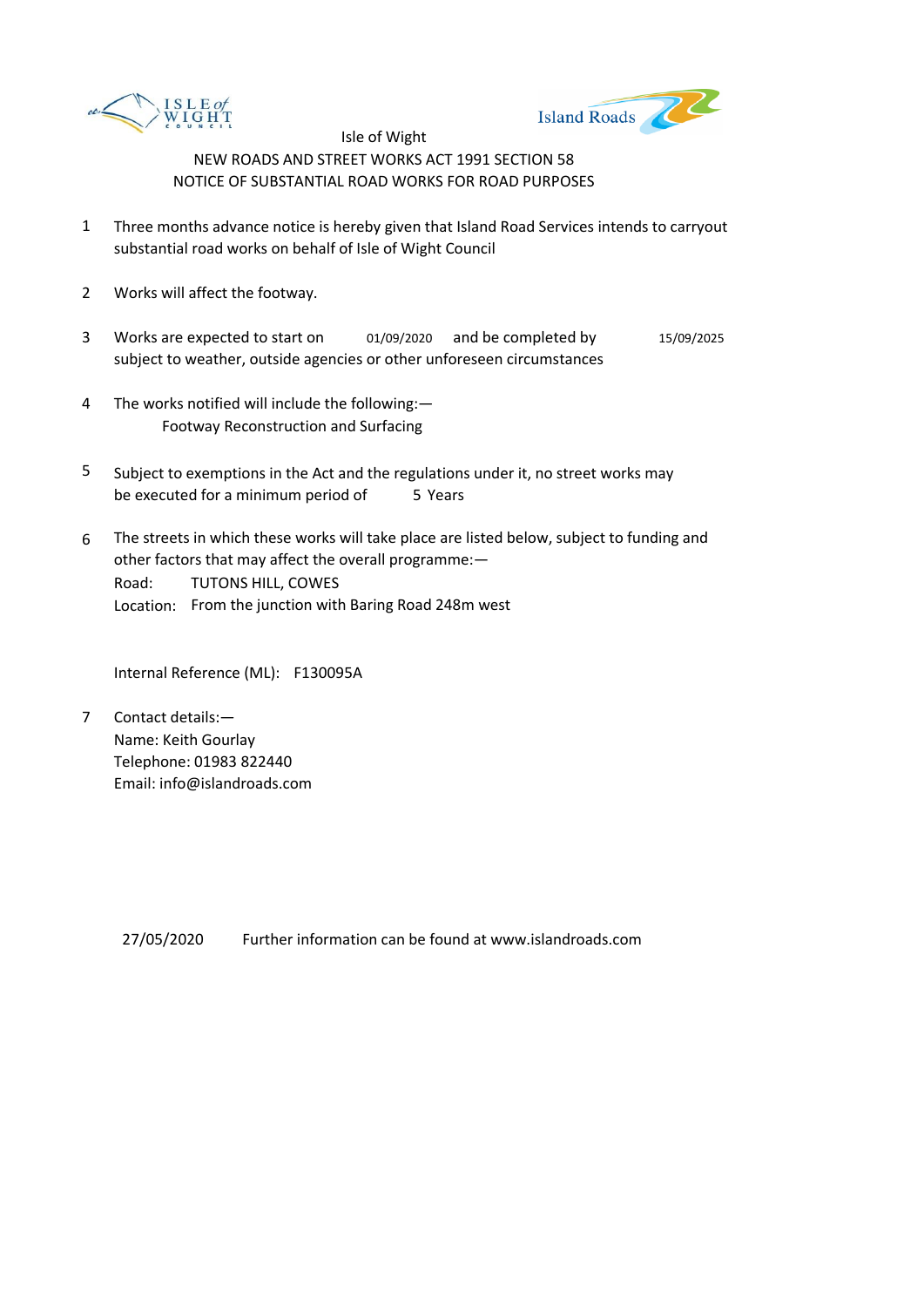Isle of Wight

NEW ROADS AND STREET WORKS ACT 1991 SECTION 58

NOTICE OF SUBSTANTIAL ROAD WORKS FOR ROAD PURPOSES

1. Three months advance notice is hereby given that Island Road Services intends to carryout substantial road works on behalf of Isle of Wight Council

2. Works will affect the footway.

3. Works are expected to start on 01/09/2020 and be completed by 15/09/2025 subject to weather, outside agencies or other unforeseen circumstances

4. The works notified will include the following:—
   Footway Reconstruction and Surfacing

5. Subject to exemptions in the Act and the regulations under it, no street works may be executed for a minimum period of 5 Years

6. The streets in which these works will take place are listed below, subject to funding and other factors that may affect the overall programme:—
   Road: TUTONS HILL, COWES
   Location: From the junction with Baring Road 248m west

   Internal Reference (ML): F130095A

7. Contact details:—
   Name: Keith Gourlay
   Telephone: 01983 822440
   Email: info@islandroads.com

27/05/2020 Further information can be found at www.islandroads.com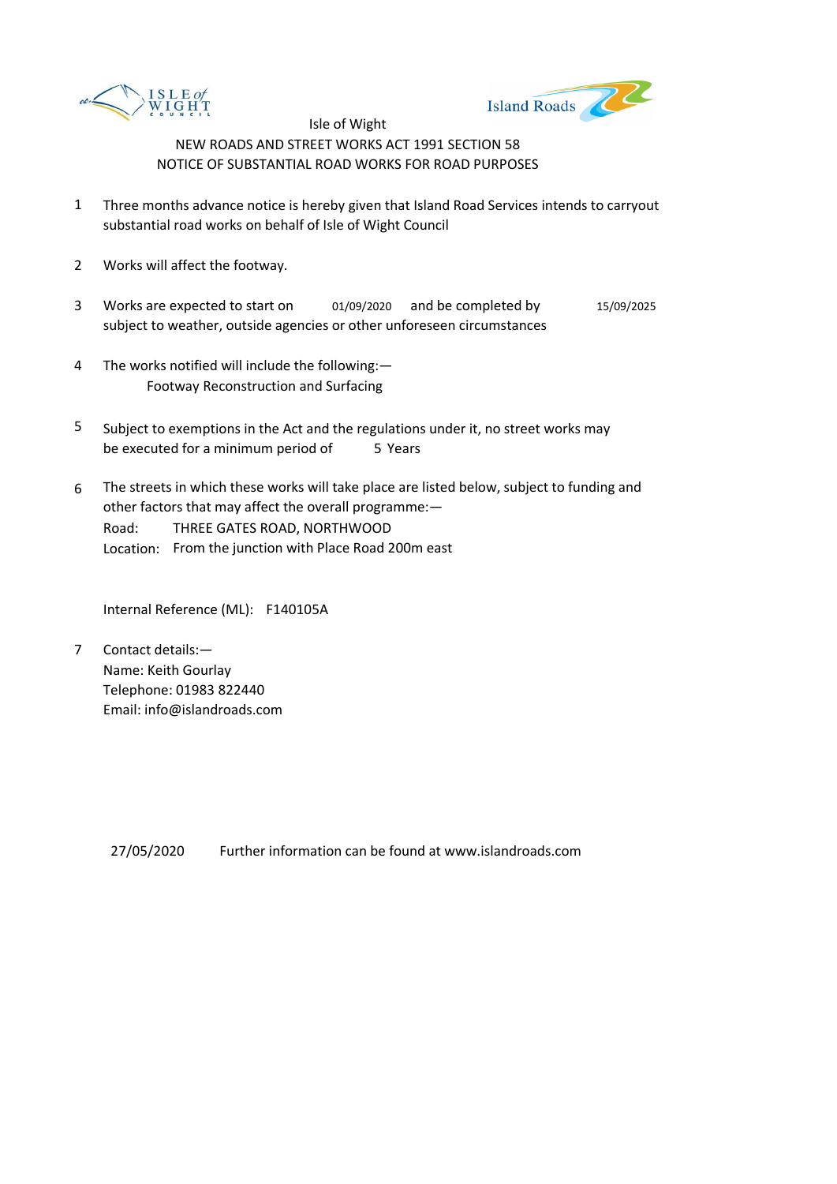ISLE of WIGHT COUNCIL

Island Roads

Isle of Wight

NEW ROADS AND STREET WORKS ACT 1991 SECTION 58

NOTICE OF SUBSTANTIAL ROAD WORKS FOR ROAD PURPOSES

1. Three months advance notice is hereby given that Island Road Services intends to carryout substantial road works on behalf of Isle of Wight Council

2. Works will affect the footway.

3. Works are expected to start on 01/09/2020 and be completed by 15/09/2025 subject to weather, outside agencies or other unforeseen circumstances

4. The works notified will include the following:—
   Footway Reconstruction and Surfacing

5. Subject to exemptions in the Act and the regulations under it, no street works may be executed for a minimum period of 5 Years

6. The streets in which these works will take place are listed below, subject to funding and other factors that may affect the overall programme:—
   Road: THREE GATES ROAD, NORTHWOOD
   Location: From the junction with Place Road 200m east

   Internal Reference (ML): F140105A

7. Contact details:—
   Name: Keith Gourlay
   Telephone: 01983 822440
   Email: info@islandroads.com

27/05/2020 Further information can be found at www.islandroads.com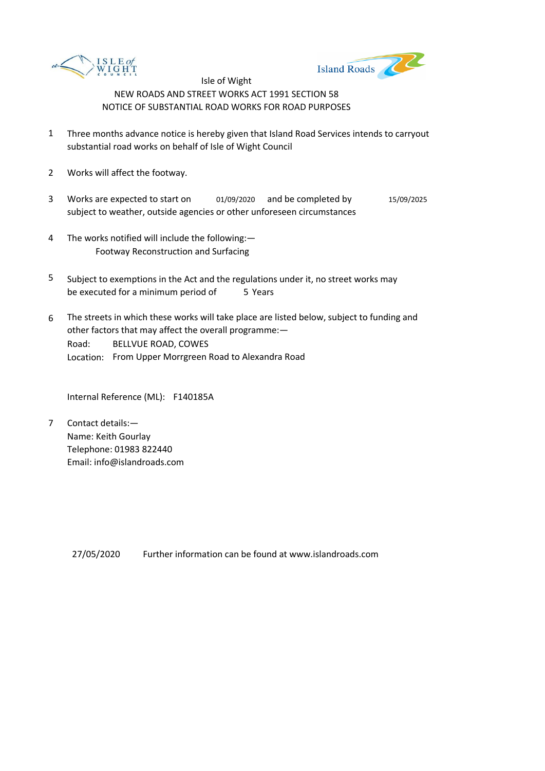Isle of Wight

NEW ROADS AND STREET WORKS ACT 1991 SECTION 58

NOTICE OF SUBSTANTIAL ROAD WORKS FOR ROAD PURPOSES

1 Three months advance notice is hereby given that Island Road Services intends to carryout substantial road works on behalf of Isle of Wight Council

2 Works will affect the footway.

3 Works are expected to start on 01/09/2020 and be completed by 15/09/2025 subject to weather, outside agencies or other unforeseen circumstances

4 The works notified will include the following:—
   Footway Reconstruction and Surfacing

5 Subject to exemptions in the Act and the regulations under it, no street works may be executed for a minimum period of 5 Years

6 The streets in which these works will take place are listed below, subject to funding and other factors that may affect the overall programme:—
   Road: BELLVUE ROAD, COWES
   Location: From Upper Morrgreen Road to Alexandra Road

   Internal Reference (ML): F140185A

7 Contact details:—
   Name: Keith Gourlay
   Telephone: 01983 822440
   Email: info@islandroads.com

27/05/2020 Further information can be found at www.islandroads.com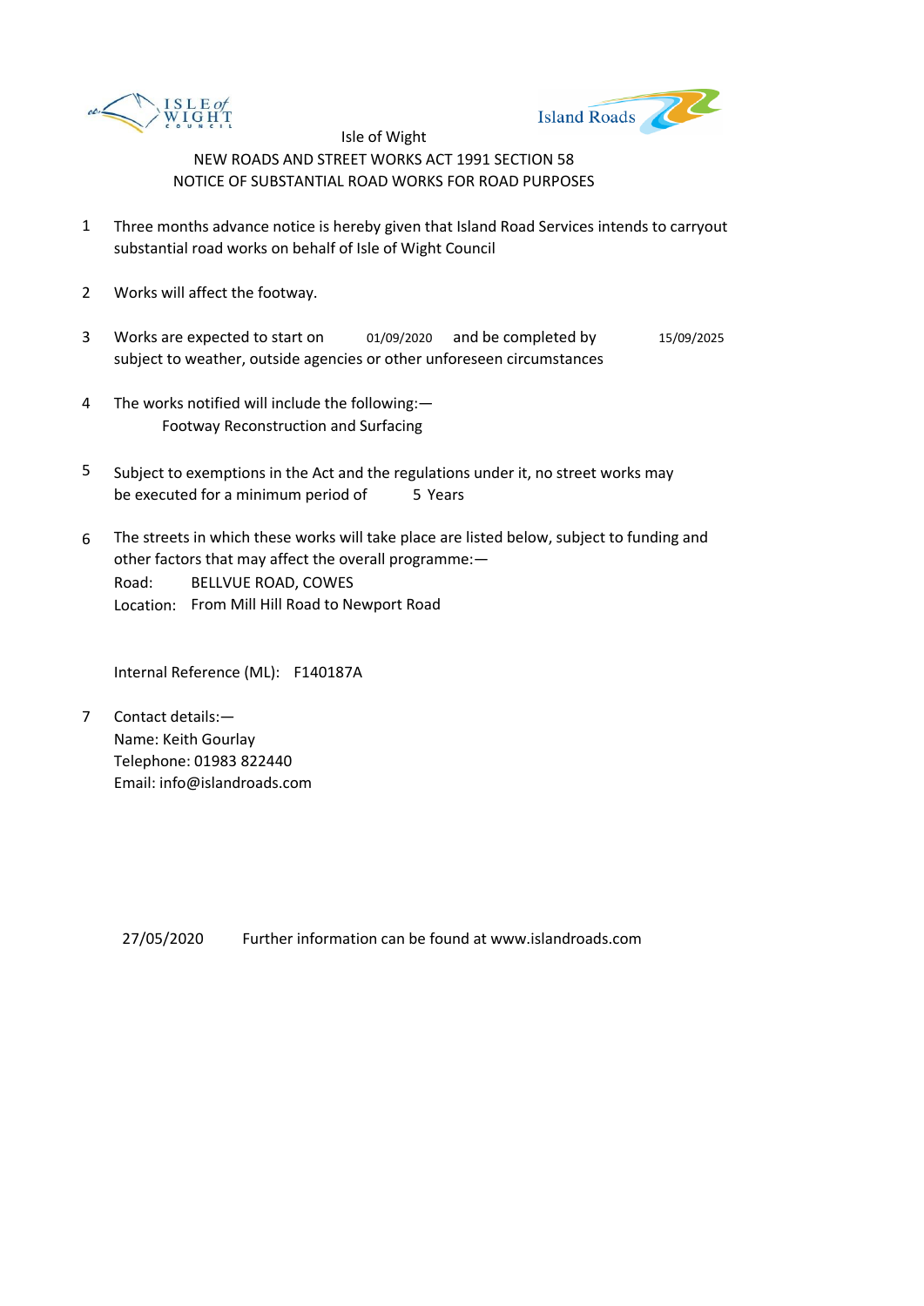Isle of Wight

NEW ROADS AND STREET WORKS ACT 1991 SECTION 58

NOTICE OF SUBSTANTIAL ROAD WORKS FOR ROAD PURPOSES

1. Three months advance notice is hereby given that Island Road Services intends to carryout substantial road works on behalf of Isle of Wight Council

2. Works will affect the footway.

3. Works are expected to start on 01/09/2020 and be completed by 15/09/2025 subject to weather, outside agencies or other unforeseen circumstances

4. The works notified will include the following:—
   Footway Reconstruction and Surfacing

5. Subject to exemptions in the Act and the regulations under it, no street works may be executed for a minimum period of 5 Years

6. The streets in which these works will take place are listed below, subject to funding and other factors that may affect the overall programme:—
   Road: BELLVUE ROAD, COWES
   Location: From Mill Hill Road to Newport Road

   Internal Reference (ML): F140187A

7. Contact details:—
   Name: Keith Gourlay
   Telephone: 01983 822440
   Email: info@islandroads.com

27/05/2020 Further information can be found at www.islandroads.com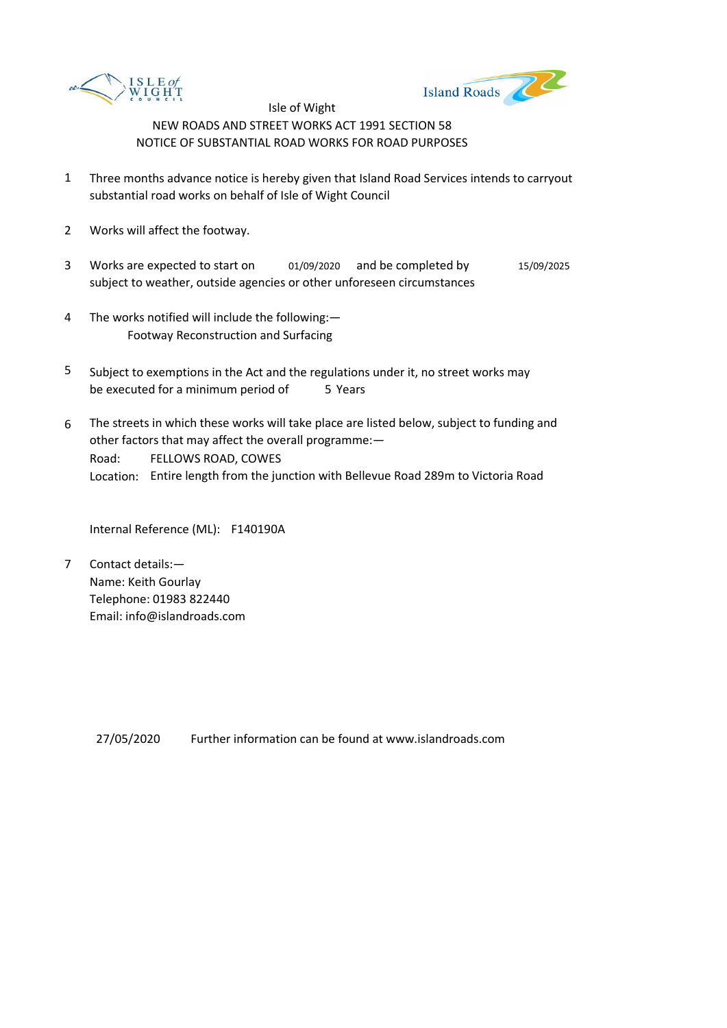Isle of Wight

NEW ROADS AND STREET WORKS ACT 1991 SECTION 58

NOTICE OF SUBSTANTIAL ROAD WORKS FOR ROAD PURPOSES

1. Three months advance notice is hereby given that Island Road Services intends to carryout substantial road works on behalf of Isle of Wight Council

2. Works will affect the footway.

3. Works are expected to start on 01/09/2020 and be completed by 15/09/2025 subject to weather, outside agencies or other unforeseen circumstances

4. The works notified will include the following:—
   Footway Reconstruction and Surfacing

5. Subject to exemptions in the Act and the regulations under it, no street works may be executed for a minimum period of 5 Years

6. The streets in which these works will take place are listed below, subject to funding and other factors that may affect the overall programme:—
   Road: FELLOWS ROAD, COWES
   Location: Entire length from the junction with Bellevue Road 289m to Victoria Road

   Internal Reference (ML): F140190A

7. Contact details:—
   Name: Keith Gourlay
   Telephone: 01983 822440
   Email: info@islandroads.com

27/05/2020 Further information can be found at www.islandroads.com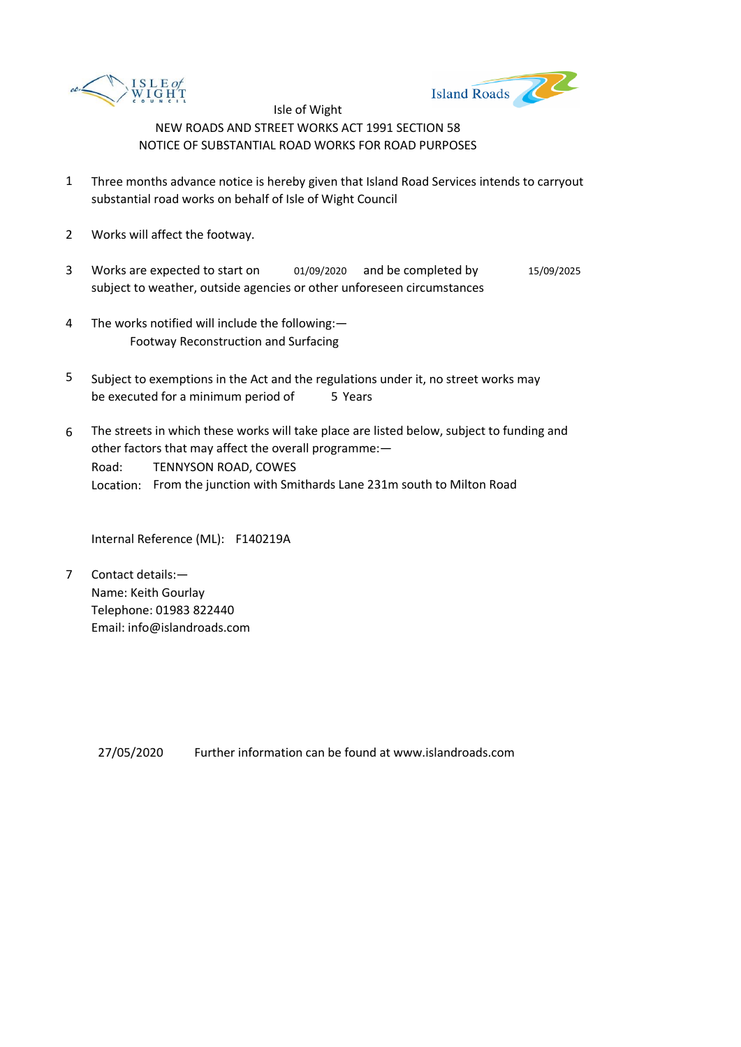Isle of Wight

NEW ROADS AND STREET WORKS ACT 1991 SECTION 58

NOTICE OF SUBSTANTIAL ROAD WORKS FOR ROAD PURPOSES

1. Three months advance notice is hereby given that Island Road Services intends to carryout substantial road works on behalf of Isle of Wight Council

2. Works will affect the footway.

3. Works are expected to start on 01/09/2020 and be completed by 15/09/2025 subject to weather, outside agencies or other unforeseen circumstances

4. The works notified will include the following:—

   Footway Reconstruction and Surfacing

5. Subject to exemptions in the Act and the regulations under it, no street works may be executed for a minimum period of 5 Years

6. The streets in which these works will take place are listed below, subject to funding and other factors that may affect the overall programme:—

   Road: TENNYSON ROAD, COWES

   Location: From the junction with Smithards Lane 231m south to Milton Road

   Internal Reference (ML): F140219A

7. Contact details:—

   Name: Keith Gourlay

   Telephone: 01983 822440

   Email: info@islandroads.com

27/05/2020 Further information can be found at www.islandroads.com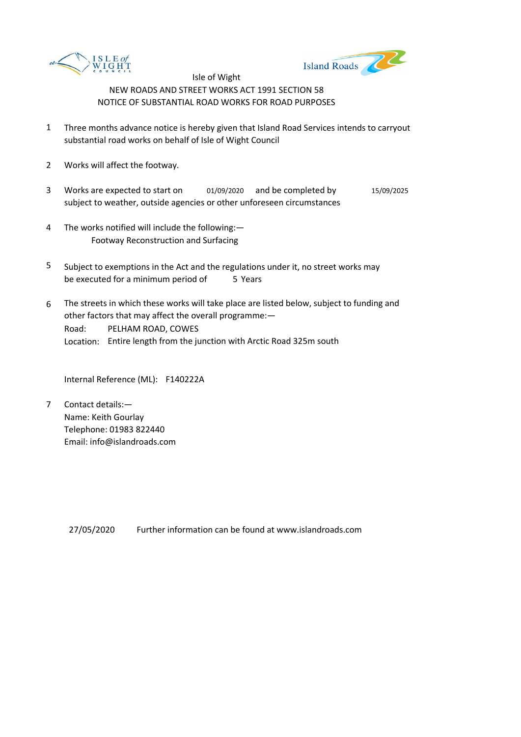Isle of Wight

NEW ROADS AND STREET WORKS ACT 1991 SECTION 58

NOTICE OF SUBSTANTIAL ROAD WORKS FOR ROAD PURPOSES

1. Three months advance notice is hereby given that Island Road Services intends to carryout substantial road works on behalf of Isle of Wight Council

2. Works will affect the footway.

3. Works are expected to start on 01/09/2020 and be completed by 15/09/2025 subject to weather, outside agencies or other unforeseen circumstances

4. The works notified will include the following:—
   Footway Reconstruction and Surfacing

5. Subject to exemptions in the Act and the regulations under it, no street works may be executed for a minimum period of 5 Years

6. The streets in which these works will take place are listed below, subject to funding and other factors that may affect the overall programme:—
   Road: PELHAM ROAD, COWES
   Location: Entire length from the junction with Arctic Road 325m south

   Internal Reference (ML): F140222A

7. Contact details:—
   Name: Keith Gourlay
   Telephone: 01983 822440
   Email: info@islandroads.com

27/05/2020 Further information can be found at www.islandroads.com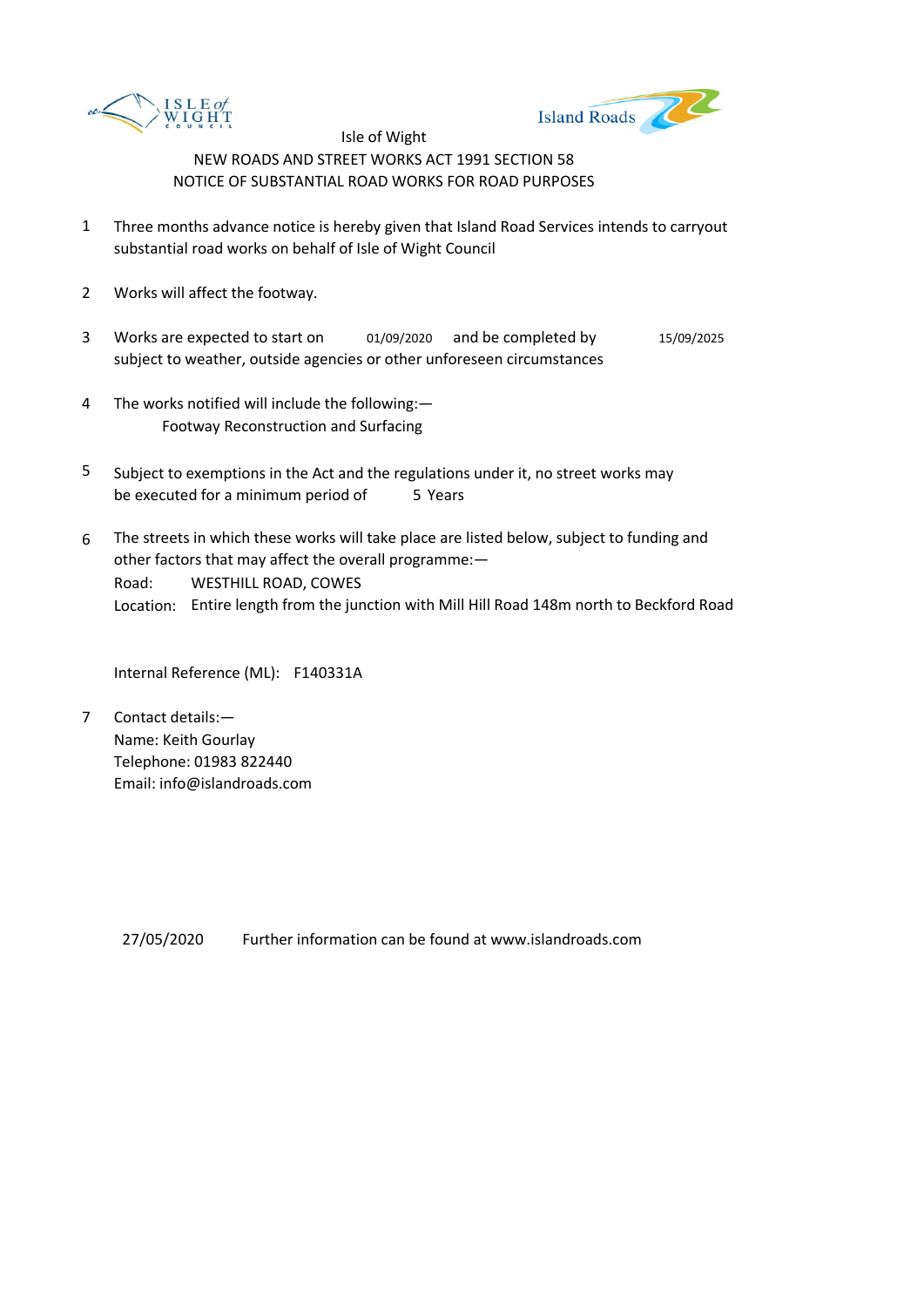Isle of Wight

NEW ROADS AND STREET WORKS ACT 1991 SECTION 58

NOTICE OF SUBSTANTIAL ROAD WORKS FOR ROAD PURPOSES

1. Three months advance notice is hereby given that Island Road Services intends to carryout substantial road works on behalf of Isle of Wight Council

2. Works will affect the footway.

3. Works are expected to start on 01/09/2020 and be completed by 15/09/2025 subject to weather, outside agencies or other unforeseen circumstances

4. The works notified will include the following:—
   Footway Reconstruction and Surfacing

5. Subject to exemptions in the Act and the regulations under it, no street works may be executed for a minimum period of 5 Years

6. The streets in which these works will take place are listed below, subject to funding and other factors that may affect the overall programme:—
   Road: WESTHILL ROAD, COWES
   Location: Entire length from the junction with Mill Hill Road 148m north to Beckford Road

   Internal Reference (ML): F140331A

7. Contact details:—
   Name: Keith Gourlay
   Telephone: 01983 822440
   Email: info@islandroads.com

27/05/2020 Further information can be found at www.islandroads.com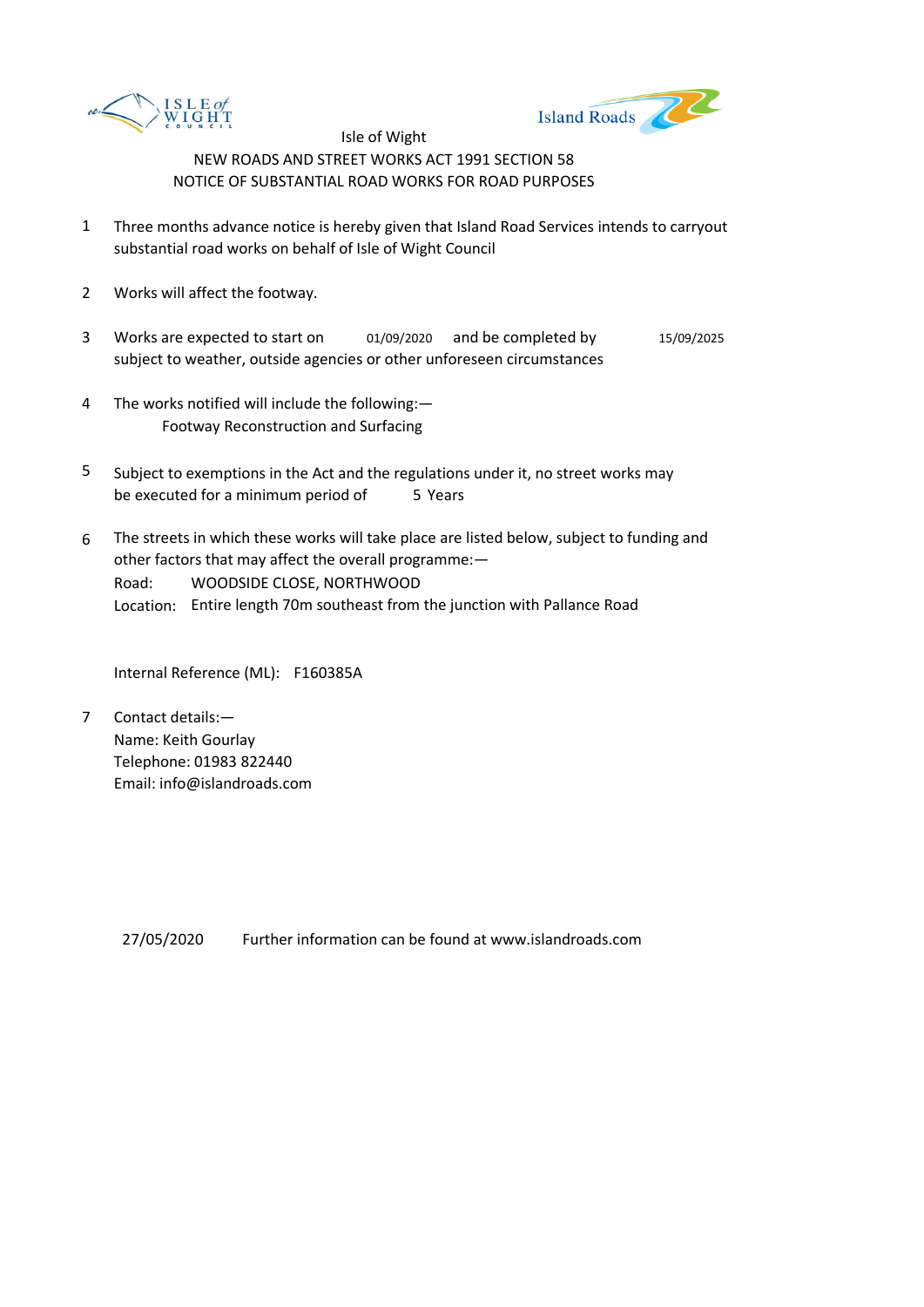Isle of Wight

NEW ROADS AND STREET WORKS ACT 1991 SECTION 58

NOTICE OF SUBSTANTIAL ROAD WORKS FOR ROAD PURPOSES

1. Three months advance notice is hereby given that Island Road Services intends to carryout substantial road works on behalf of Isle of Wight Council

2. Works will affect the footway.

3. Works are expected to start on 01/09/2020 and be completed by 15/09/2025 subject to weather, outside agencies or other unforeseen circumstances

4. The works notified will include the following:—
   Footway Reconstruction and Surfacing

5. Subject to exemptions in the Act and the regulations under it, no street works may be executed for a minimum period of 5 Years

6. The streets in which these works will take place are listed below, subject to funding and other factors that may affect the overall programme:—
   Road: WOODSIDE CLOSE, NORTHWOOD
   Location: Entire length 70m southeast from the junction with Pallance Road

   Internal Reference (ML): F160385A

7. Contact details:—
   Name: Keith Gourlay
   Telephone: 01983 822440
   Email: info@islandroads.com

27/05/2020 Further information can be found at www.islandroads.com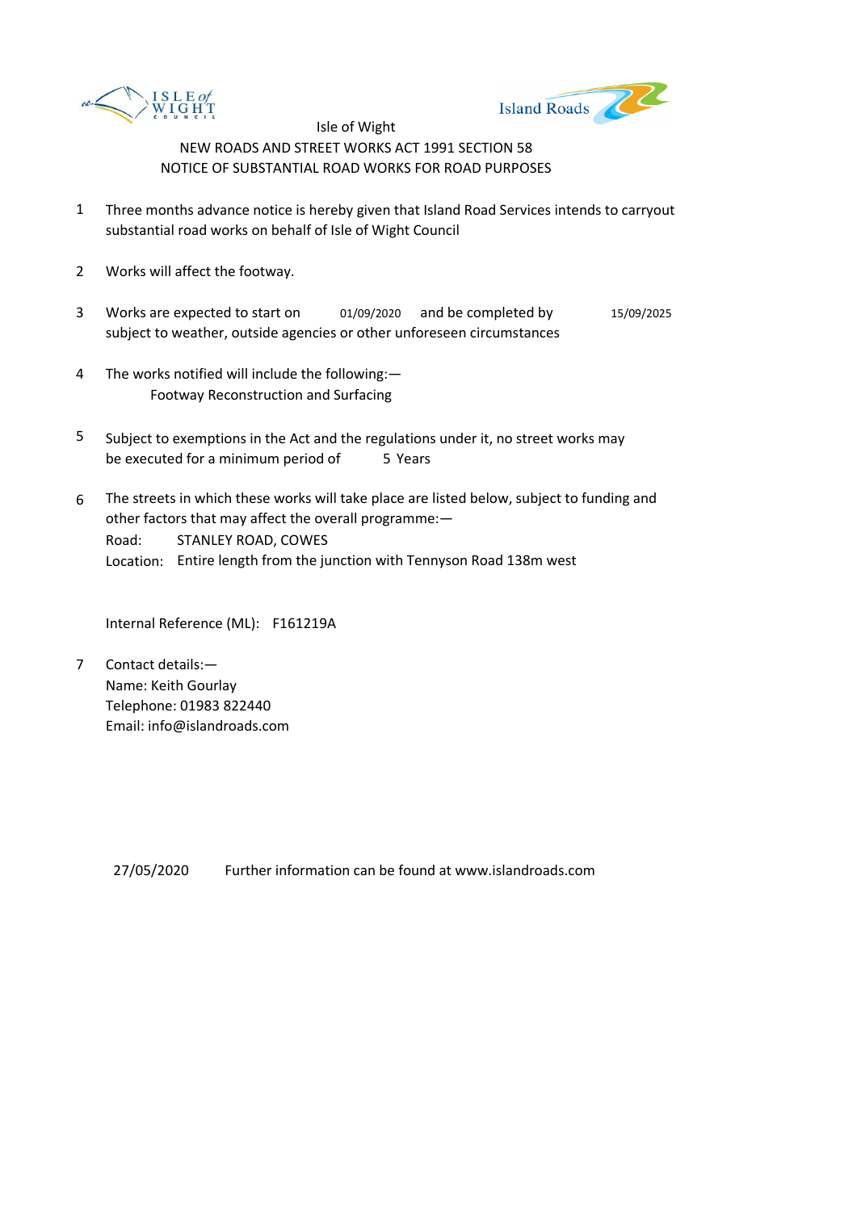Isle of Wight

NEW ROADS AND STREET WORKS ACT 1991 SECTION 58

NOTICE OF SUBSTANTIAL ROAD WORKS FOR ROAD PURPOSES

1. Three months advance notice is hereby given that Island Road Services intends to carryout substantial road works on behalf of Isle of Wight Council

2. Works will affect the footway.

3. Works are expected to start on 01/09/2020 and be completed by 15/09/2025 subject to weather, outside agencies or other unforeseen circumstances

4. The works notified will include the following:—
   Footway Reconstruction and Surfacing

5. Subject to exemptions in the Act and the regulations under it, no street works may be executed for a minimum period of 5 Years

6. The streets in which these works will take place are listed below, subject to funding and other factors that may affect the overall programme:—
   Road: STANLEY ROAD, COWES
   Location: Entire length from the junction with Tennyson Road 138m west

   Internal Reference (ML): F161219A

7. Contact details:—
   Name: Keith Gourlay
   Telephone: 01983 822440
   Email: info@islandroads.com

27/05/2020 Further information can be found at www.islandroads.com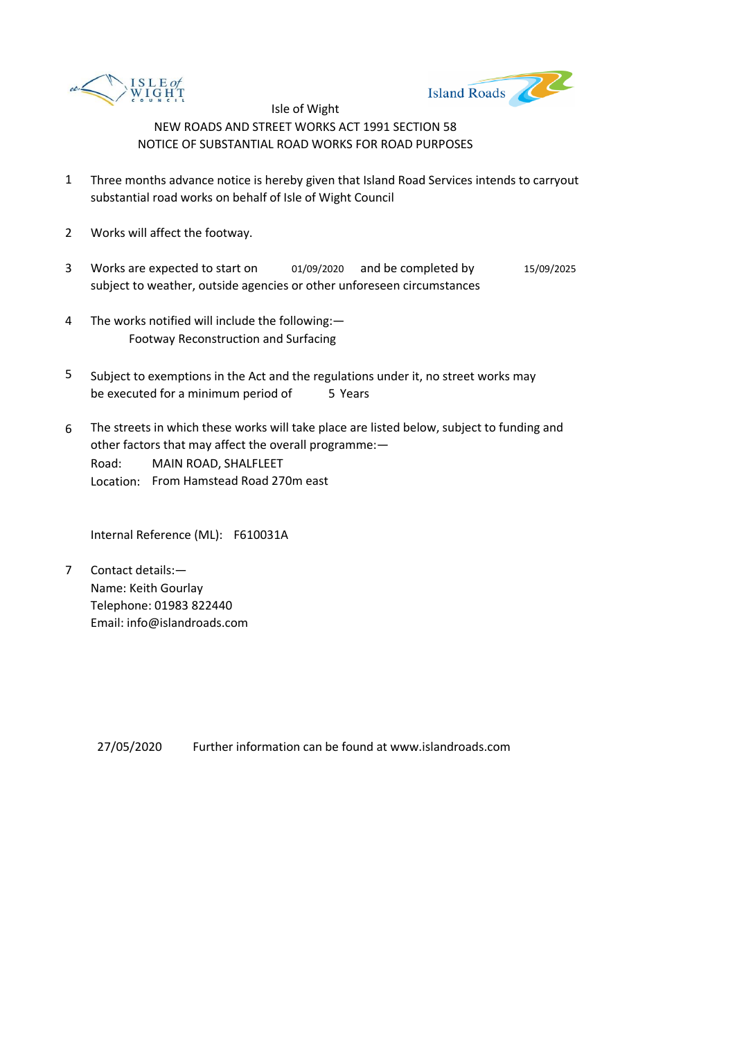Isle of Wight

NEW ROADS AND STREET WORKS ACT 1991 SECTION 58

NOTICE OF SUBSTANTIAL ROAD WORKS FOR ROAD PURPOSES

1. Three months advance notice is hereby given that Island Road Services intends to carryout substantial road works on behalf of Isle of Wight Council

2. Works will affect the footway.

3. Works are expected to start on 01/09/2020 and be completed by 15/09/2025 subject to weather, outside agencies or other unforeseen circumstances

4. The works notified will include the following:—
   Footway Reconstruction and Surfacing

5. Subject to exemptions in the Act and the regulations under it, no street works may be executed for a minimum period of 5 Years

6. The streets in which these works will take place are listed below, subject to funding and other factors that may affect the overall programme:—
   Road: MAIN ROAD, SHALFLEET
   Location: From Hamstead Road 270m east

   Internal Reference (ML): F610031A

7. Contact details:—
   Name: Keith Gourlay
   Telephone: 01983 822440
   Email: info@islandroads.com

27/05/2020 Further information can be found at www.islandroads.com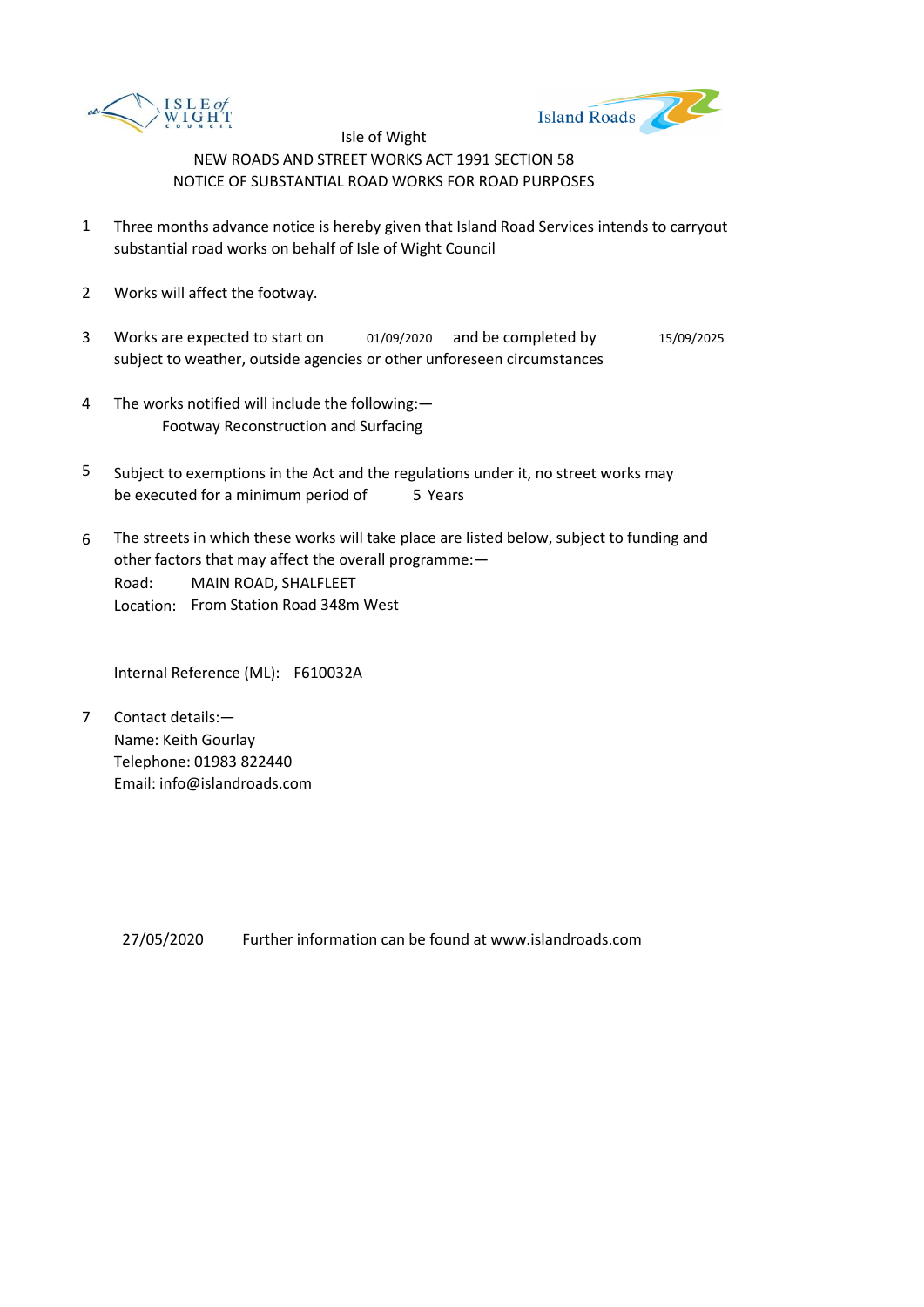ISLE of WIGHT COUNCIL

Island Roads

Isle of Wight

NEW ROADS AND STREET WORKS ACT 1991 SECTION 58

NOTICE OF SUBSTANTIAL ROAD WORKS FOR ROAD PURPOSES

1. Three months advance notice is hereby given that Island Road Services intends to carryout substantial road works on behalf of Isle of Wight Council

2. Works will affect the footway.

3. Works are expected to start on 01/09/2020 and be completed by 15/09/2025 subject to weather, outside agencies or other unforeseen circumstances

4. The works notified will include the following:—
   Footway Reconstruction and Surfacing

5. Subject to exemptions in the Act and the regulations under it, no street works may be executed for a minimum period of 5 Years

6. The streets in which these works will take place are listed below, subject to funding and other factors that may affect the overall programme:—
   Road: MAIN ROAD, SHALFLEET
   Location: From Station Road 348m West

   Internal Reference (ML): F610032A

7. Contact details:—
   Name: Keith Gourlay
   Telephone: 01983 822440
   Email: info@islandroads.com

27/05/2020 Further information can be found at www.islandroads.com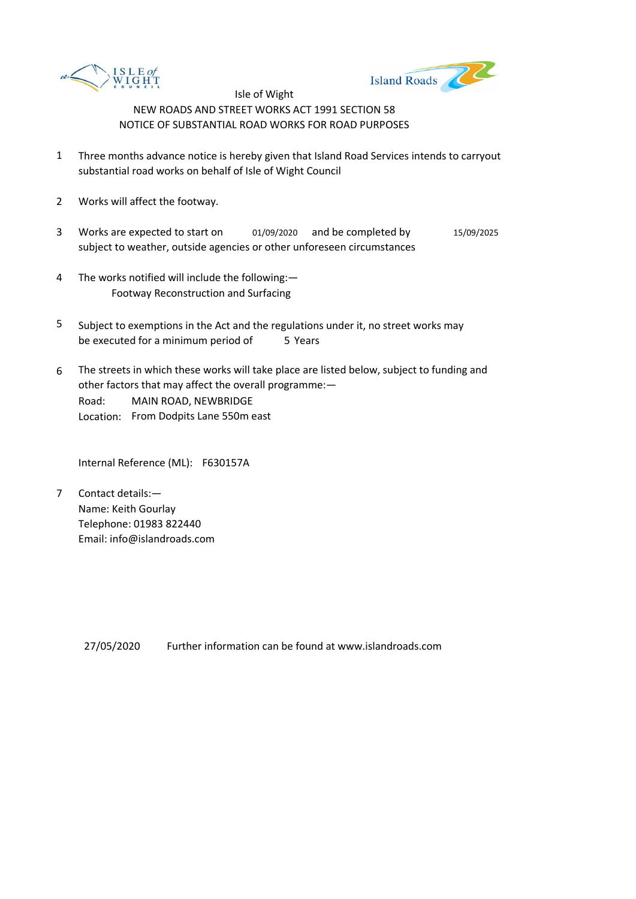Isle of Wight

NEW ROADS AND STREET WORKS ACT 1991 SECTION 58

NOTICE OF SUBSTANTIAL ROAD WORKS FOR ROAD PURPOSES

1. Three months advance notice is hereby given that Island Road Services intends to carryout substantial road works on behalf of Isle of Wight Council

2. Works will affect the footway.

3. Works are expected to start on 01/09/2020 and be completed by 15/09/2025 subject to weather, outside agencies or other unforeseen circumstances

4. The works notified will include the following:—
   Footway Reconstruction and Surfacing

5. Subject to exemptions in the Act and the regulations under it, no street works may be executed for a minimum period of 5 Years

6. The streets in which these works will take place are listed below, subject to funding and other factors that may affect the overall programme:—
   Road: MAIN ROAD, NEWBRIDGE
   Location: From Dodpits Lane 550m east

   Internal Reference (ML): F630157A

7. Contact details:—
   Name: Keith Gourlay
   Telephone: 01983 822440
   Email: info@islandroads.com

27/05/2020 Further information can be found at www.islandroads.com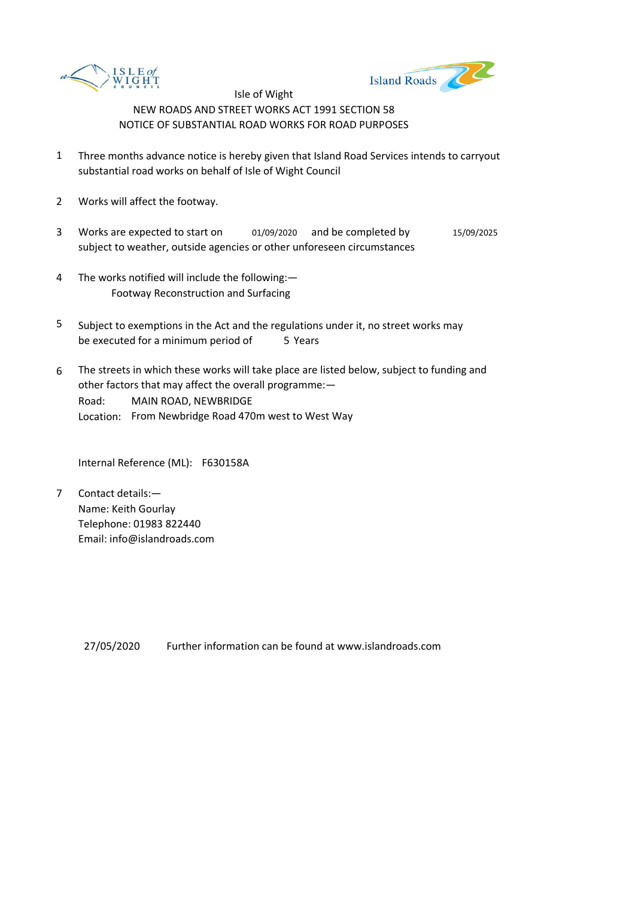Isle of Wight

NEW ROADS AND STREET WORKS ACT 1991 SECTION 58

NOTICE OF SUBSTANTIAL ROAD WORKS FOR ROAD PURPOSES

1. Three months advance notice is hereby given that Island Road Services intends to carryout substantial road works on behalf of Isle of Wight Council

2. Works will affect the footway.

3. Works are expected to start on 01/09/2020 and be completed by 15/09/2025 subject to weather, outside agencies or other unforeseen circumstances

4. The works notified will include the following:—
   Footway Reconstruction and Surfacing

5. Subject to exemptions in the Act and the regulations under it, no street works may be executed for a minimum period of 5 Years

6. The streets in which these works will take place are listed below, subject to funding and other factors that may affect the overall programme:—
   Road: MAIN ROAD, NEWBRIDGE
   Location: From Newbridge Road 470m west to West Way

   Internal Reference (ML): F630158A

7. Contact details:—
   Name: Keith Gourlay
   Telephone: 01983 822440
   Email: info@islandroads.com

27/05/2020 Further information can be found at www.islandroads.com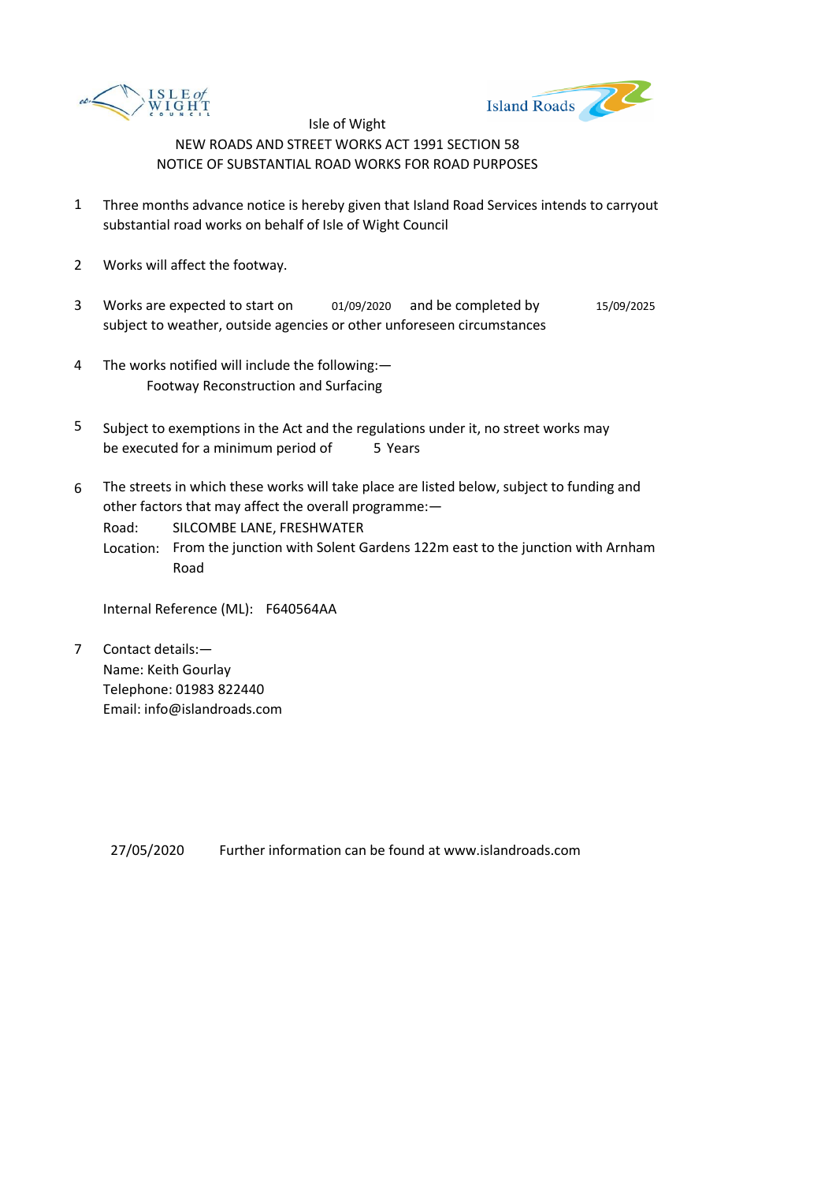Isle of Wight

NEW ROADS AND STREET WORKS ACT 1991 SECTION 58

NOTICE OF SUBSTANTIAL ROAD WORKS FOR ROAD PURPOSES

1. Three months advance notice is hereby given that Island Road Services intends to carryout substantial road works on behalf of Isle of Wight Council

2. Works will affect the footway.

3. Works are expected to start on 01/09/2020 and be completed by 15/09/2025 subject to weather, outside agencies or other unforeseen circumstances

4. The works notified will include the following:—
   Footway Reconstruction and Surfacing

5. Subject to exemptions in the Act and the regulations under it, no street works may be executed for a minimum period of 5 Years

6. The streets in which these works will take place are listed below, subject to funding and other factors that may affect the overall programme:—
   Road: SILCOMBE LANE, FRESHWATER
   Location: From the junction with Solent Gardens 122m east to the junction with Arnham Road

   Internal Reference (ML): F640564AA

7. Contact details:—
   Name: Keith Gourlay
   Telephone: 01983 822440
   Email: info@islandroads.com

27/05/2020 Further information can be found at www.islandroads.com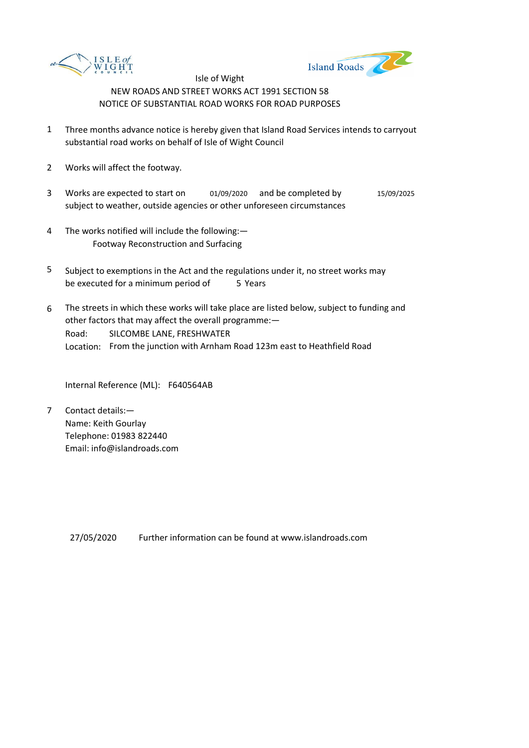Isle of Wight

NEW ROADS AND STREET WORKS ACT 1991 SECTION 58

NOTICE OF SUBSTANTIAL ROAD WORKS FOR ROAD PURPOSES

1. Three months advance notice is hereby given that Island Road Services intends to carryout substantial road works on behalf of Isle of Wight Council

2. Works will affect the footway.

3. Works are expected to start on 01/09/2020 and be completed by 15/09/2025 subject to weather, outside agencies or other unforeseen circumstances

4. The works notified will include the following:—
   Footway Reconstruction and Surfacing

5. Subject to exemptions in the Act and the regulations under it, no street works may be executed for a minimum period of 5 Years

6. The streets in which these works will take place are listed below, subject to funding and other factors that may affect the overall programme:—
   Road: SILCOMBE LANE, FRESHWATER
   Location: From the junction with Arnham Road 123m east to Heathfield Road

   Internal Reference (ML): F640564AB

7. Contact details:—
   Name: Keith Gourlay
   Telephone: 01983 822440
   Email: info@islandroads.com

27/05/2020 Further information can be found at www.islandroads.com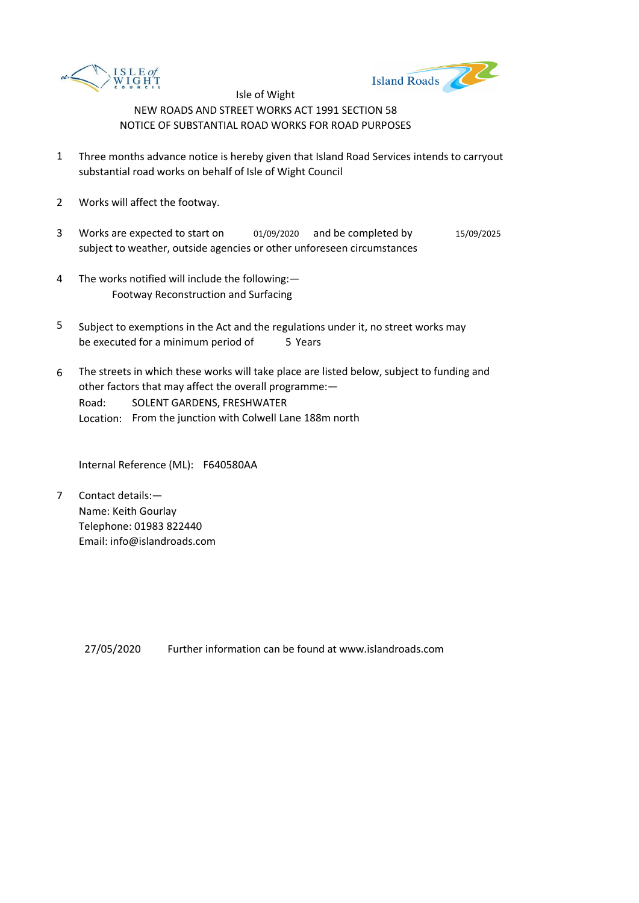Isle of Wight

NEW ROADS AND STREET WORKS ACT 1991 SECTION 58

NOTICE OF SUBSTANTIAL ROAD WORKS FOR ROAD PURPOSES

1. Three months advance notice is hereby given that Island Road Services intends to carryout substantial road works on behalf of Isle of Wight Council

2. Works will affect the footway.

3. Works are expected to start on 01/09/2020 and be completed by 15/09/2025 subject to weather, outside agencies or other unforeseen circumstances

4. The works notified will include the following:—
   Footway Reconstruction and Surfacing

5. Subject to exemptions in the Act and the regulations under it, no street works may be executed for a minimum period of 5 Years

6. The streets in which these works will take place are listed below, subject to funding and other factors that may affect the overall programme:—
   Road: SOLENT GARDENS, FRESHWATER
   Location: From the junction with Colwell Lane 188m north

   Internal Reference (ML): F640580AA

7. Contact details:—
   Name: Keith Gourlay
   Telephone: 01983 822440
   Email: info@islandroads.com

27/05/2020 Further information can be found at www.islandroads.com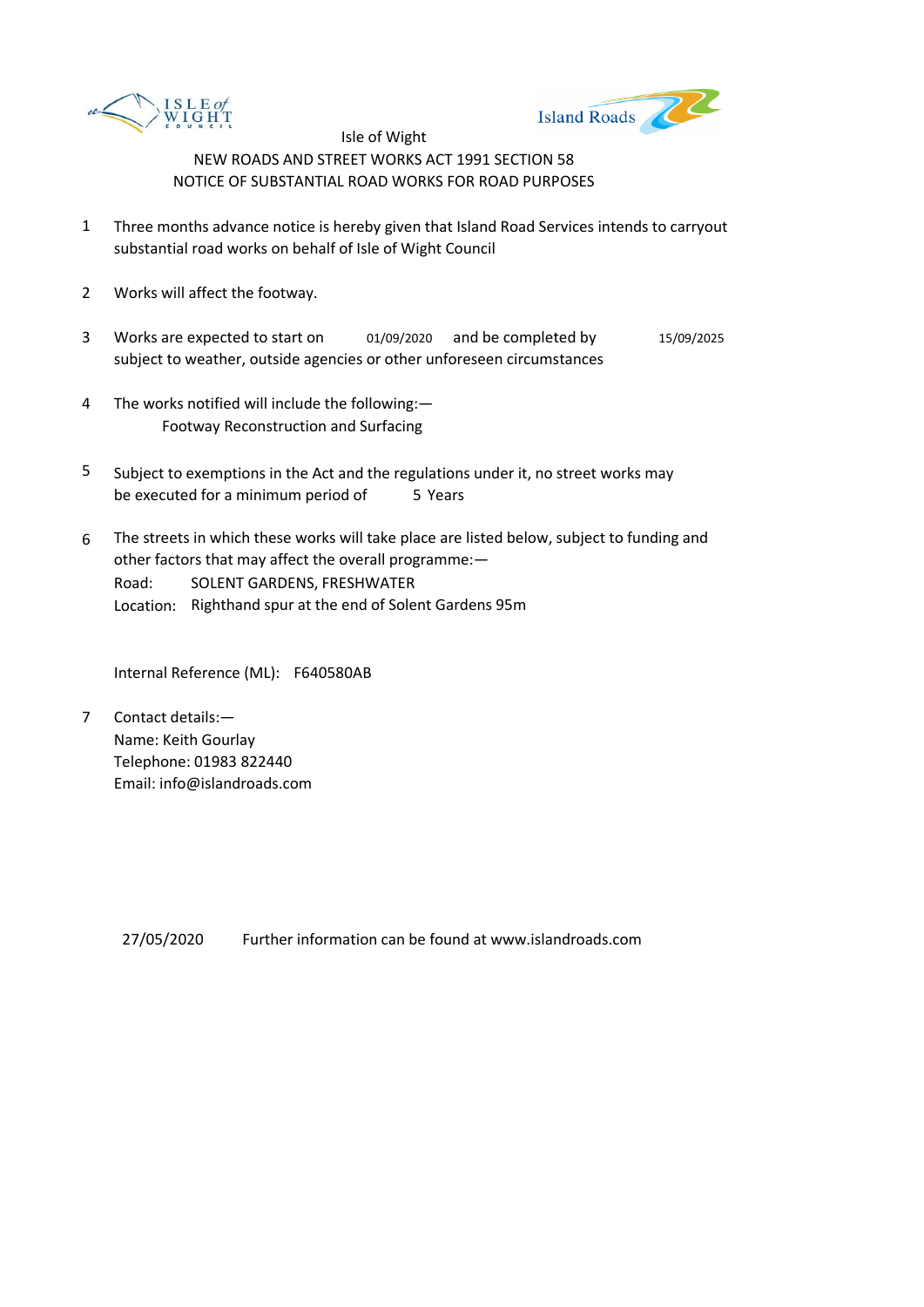Isle of Wight

NEW ROADS AND STREET WORKS ACT 1991 SECTION 58

NOTICE OF SUBSTANTIAL ROAD WORKS FOR ROAD PURPOSES

1. Three months advance notice is hereby given that Island Road Services intends to carryout substantial road works on behalf of Isle of Wight Council

2. Works will affect the footway.

3. Works are expected to start on 01/09/2020 and be completed by 15/09/2025 subject to weather, outside agencies or other unforeseen circumstances

4. The works notified will include the following:—
   Footway Reconstruction and Surfacing

5. Subject to exemptions in the Act and the regulations under it, no street works may be executed for a minimum period of 5 Years

6. The streets in which these works will take place are listed below, subject to funding and other factors that may affect the overall programme:—
   Road: SOLENT GARDENS, FRESHWATER
   Location: Righthand spur at the end of Solent Gardens 95m

   Internal Reference (ML): F640580AB

7. Contact details:—
   Name: Keith Gourlay
   Telephone: 01983 822440
   Email: info@islandroads.com

27/05/2020 Further information can be found at www.islandroads.com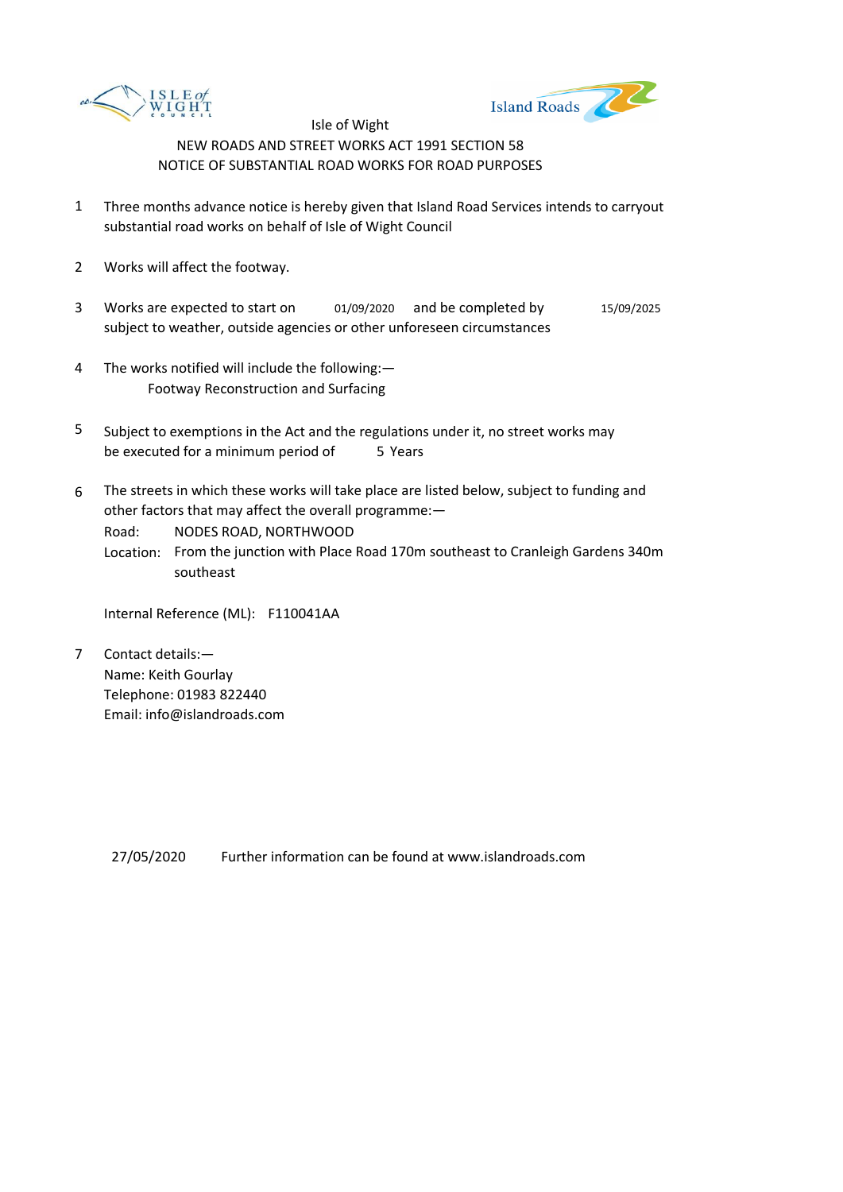Isle of Wight

NEW ROADS AND STREET WORKS ACT 1991 SECTION 58

NOTICE OF SUBSTANTIAL ROAD WORKS FOR ROAD PURPOSES

1. Three months advance notice is hereby given that Island Road Services intends to carryout substantial road works on behalf of Isle of Wight Council

2. Works will affect the footway.

3. Works are expected to start on 01/09/2020 and be completed by 15/09/2025 subject to weather, outside agencies or other unforeseen circumstances

4. The works notified will include the following:—
   Footway Reconstruction and Surfacing

5. Subject to exemptions in the Act and the regulations under it, no street works may be executed for a minimum period of 5 Years

6. The streets in which these works will take place are listed below, subject to funding and other factors that may affect the overall programme:—
   Road: NODES ROAD, NORTHWOOD
   Location: From the junction with Place Road 170m southeast to Cranleigh Gardens 340m southeast

   Internal Reference (ML): F110041AA

7. Contact details:—
   Name: Keith Gourlay
   Telephone: 01983 822440
   Email: info@islandroads.com

27/05/2020 Further information can be found at www.islandroads.com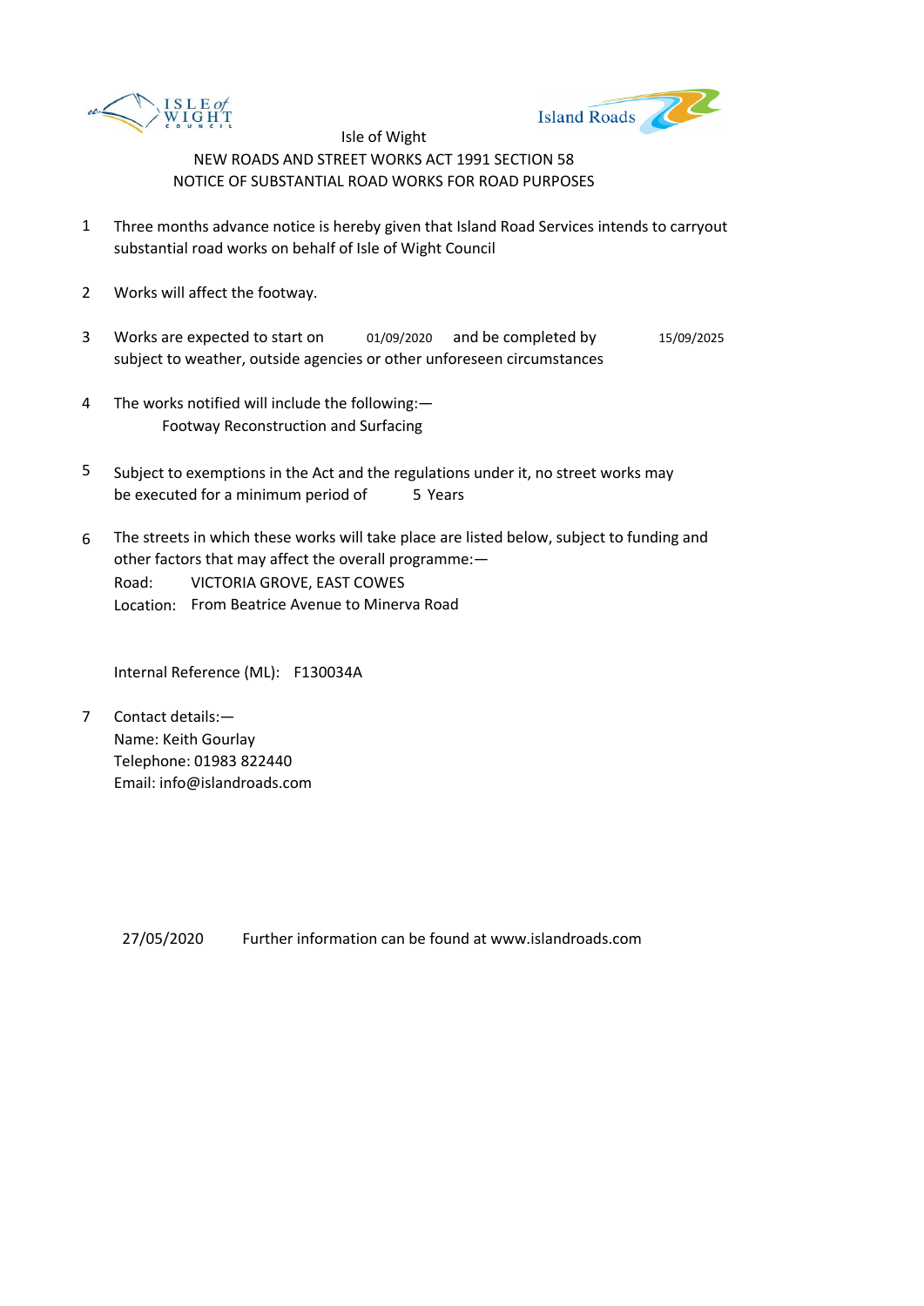Isle of Wight

NEW ROADS AND STREET WORKS ACT 1991 SECTION 58

NOTICE OF SUBSTANTIAL ROAD WORKS FOR ROAD PURPOSES

1. Three months advance notice is hereby given that Island Road Services intends to carryout substantial road works on behalf of Isle of Wight Council

2. Works will affect the footway.

3. Works are expected to start on 01/09/2020 and be completed by 15/09/2025 subject to weather, outside agencies or other unforeseen circumstances

4. The works notified will include the following:—
   Footway Reconstruction and Surfacing

5. Subject to exemptions in the Act and the regulations under it, no street works may be executed for a minimum period of 5 Years

6. The streets in which these works will take place are listed below, subject to funding and other factors that may affect the overall programme:—
   Road: VICTORIA GROVE, EAST COWES
   Location: From Beatrice Avenue to Minerva Road

   Internal Reference (ML): F130034A

7. Contact details:—
   Name: Keith Gourlay
   Telephone: 01983 822440
   Email: info@islandroads.com

27/05/2020 Further information can be found at www.islandroads.com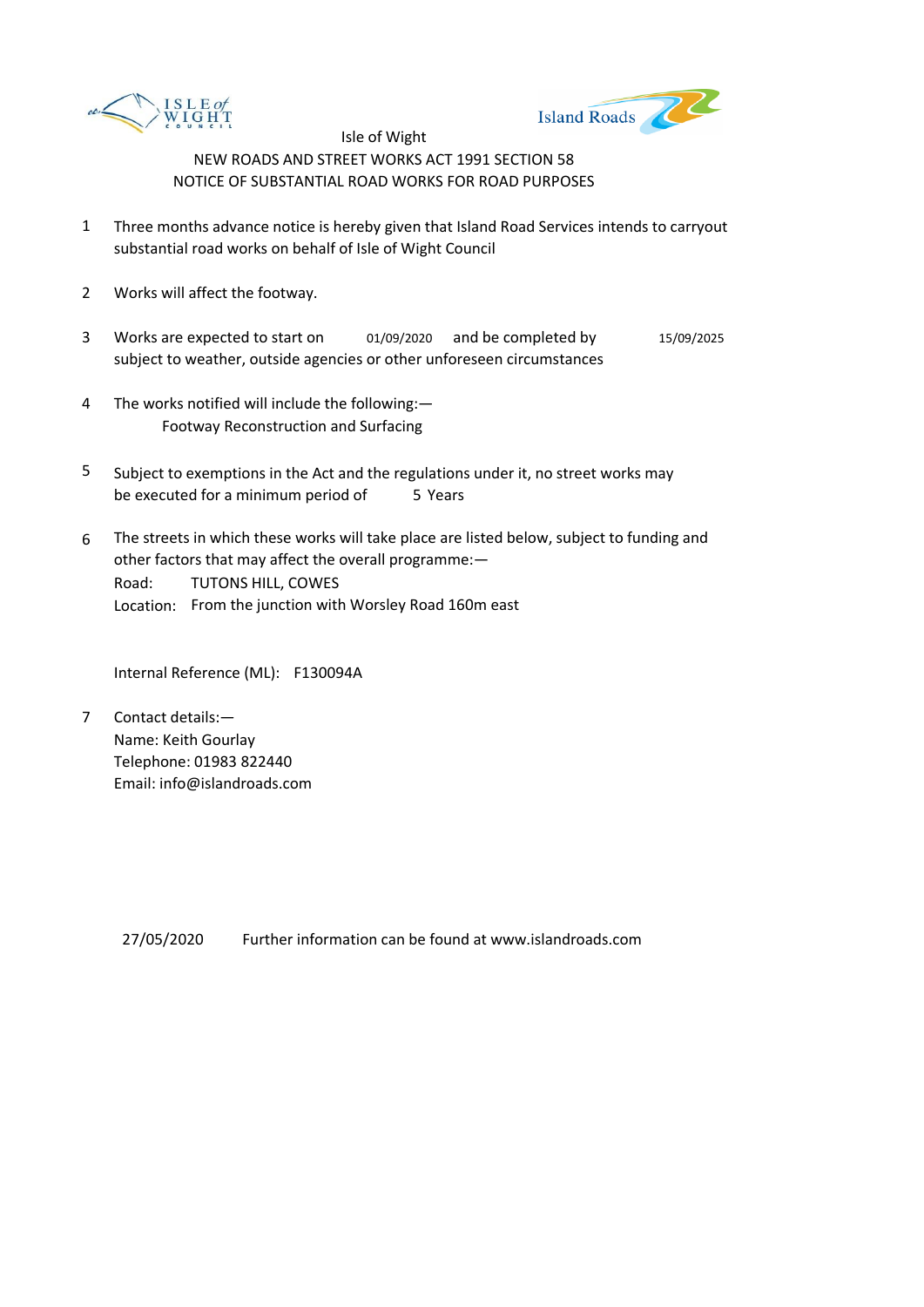Isle of Wight

NEW ROADS AND STREET WORKS ACT 1991 SECTION 58

NOTICE OF SUBSTANTIAL ROAD WORKS FOR ROAD PURPOSES

1. Three months advance notice is hereby given that Island Road Services intends to carryout substantial road works on behalf of Isle of Wight Council

2. Works will affect the footway.

3. Works are expected to start on 01/09/2020 and be completed by 15/09/2025 subject to weather, outside agencies or other unforeseen circumstances

4. The works notified will include the following:—
   Footway Reconstruction and Surfacing

5. Subject to exemptions in the Act and the regulations under it, no street works may be executed for a minimum period of 5 Years

6. The streets in which these works will take place are listed below, subject to funding and other factors that may affect the overall programme:—
   Road: TUTONS HILL, COWES
   Location: From the junction with Worsley Road 160m east

   Internal Reference (ML): F130094A

7. Contact details:—
   Name: Keith Gourlay
   Telephone: 01983 822440
   Email: info@islandroads.com

27/05/2020 Further information can be found at www.islandroads.com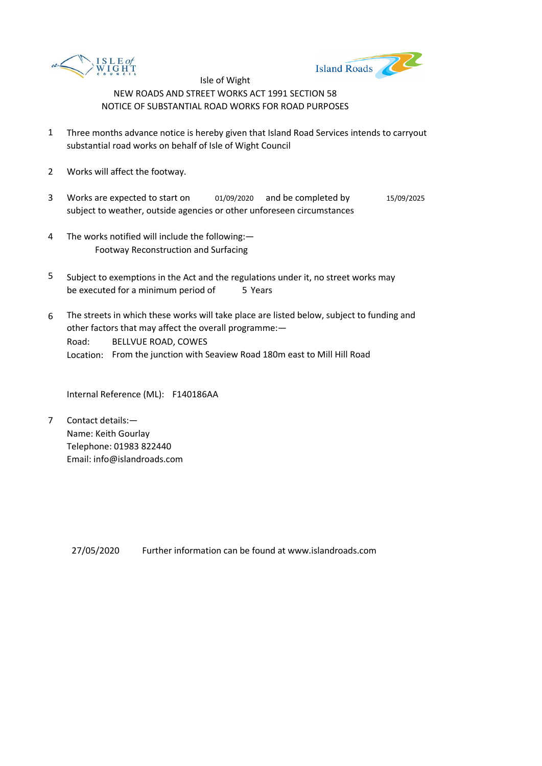Isle of Wight

NEW ROADS AND STREET WORKS ACT 1991 SECTION 58

NOTICE OF SUBSTANTIAL ROAD WORKS FOR ROAD PURPOSES

1. Three months advance notice is hereby given that Island Road Services intends to carryout substantial road works on behalf of Isle of Wight Council

2. Works will affect the footway.

3. Works are expected to start on 01/09/2020 and be completed by 15/09/2025 subject to weather, outside agencies or other unforeseen circumstances

4. The works notified will include the following:—

   Footway Reconstruction and Surfacing

5. Subject to exemptions in the Act and the regulations under it, no street works may be executed for a minimum period of 5 Years

6. The streets in which these works will take place are listed below, subject to funding and other factors that may affect the overall programme:—

   Road: BELLVUE ROAD, COWES

   Location: From the junction with Seaview Road 180m east to Mill Hill Road

   Internal Reference (ML): F140186AA

7. Contact details:—

   Name: Keith Gourlay

   Telephone: 01983 822440

   Email: info@islandroads.com

27/05/2020 Further information can be found at www.islandroads.com